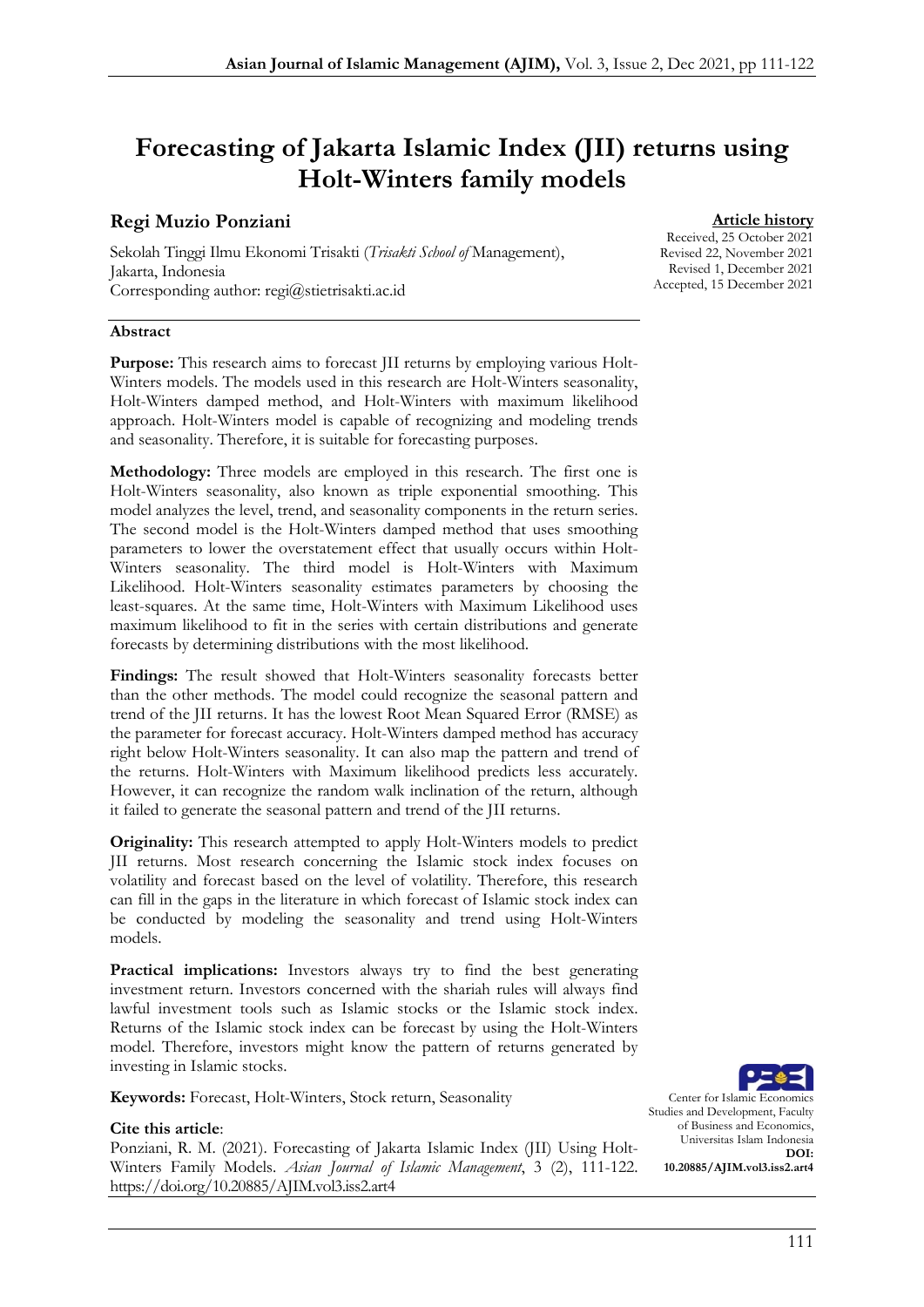# Forecasting of Jakarta Islamic Index (JII) returns using Holt-Winters family models

**Regi Muzio Ponziani**

Sekolah Tinggi Ilmu Ekonomi Trisakti (*Trisakti School of* Management), Jakarta, Indonesia
Corresponding author: regi@stietrisakti.ac.id

**Article history**
Received, 25 October 2021
Revised 22, November 2021
Revised 1, December 2021
Accepted, 15 December 2021

## Abstract

**Purpose:** This research aims to forecast JII returns by employing various Holt-Winters models. The models used in this research are Holt-Winters seasonality, Holt-Winters damped method, and Holt-Winters with maximum likelihood approach. Holt-Winters model is capable of recognizing and modeling trends and seasonality. Therefore, it is suitable for forecasting purposes.

**Methodology:** Three models are employed in this research. The first one is Holt-Winters seasonality, also known as triple exponential smoothing. This model analyzes the level, trend, and seasonality components in the return series. The second model is the Holt-Winters damped method that uses smoothing parameters to lower the overstatement effect that usually occurs within Holt-Winters seasonality. The third model is Holt-Winters with Maximum Likelihood. Holt-Winters seasonality estimates parameters by choosing the least-squares. At the same time, Holt-Winters with Maximum Likelihood uses maximum likelihood to fit in the series with certain distributions and generate forecasts by determining distributions with the most likelihood.

**Findings:** The result showed that Holt-Winters seasonality forecasts better than the other methods. The model could recognize the seasonal pattern and trend of the JII returns. It has the lowest Root Mean Squared Error (RMSE) as the parameter for forecast accuracy. Holt-Winters damped method has accuracy right below Holt-Winters seasonality. It can also map the pattern and trend of the returns. Holt-Winters with Maximum likelihood predicts less accurately. However, it can recognize the random walk inclination of the return, although it failed to generate the seasonal pattern and trend of the JII returns.

**Originality:** This research attempted to apply Holt-Winters models to predict JII returns. Most research concerning the Islamic stock index focuses on volatility and forecast based on the level of volatility. Therefore, this research can fill in the gaps in the literature in which forecast of Islamic stock index can be conducted by modeling the seasonality and trend using Holt-Winters models.

**Practical implications:** Investors always try to find the best generating investment return. Investors concerned with the shariah rules will always find lawful investment tools such as Islamic stocks or the Islamic stock index. Returns of the Islamic stock index can be forecast by using the Holt-Winters model. Therefore, investors might know the pattern of returns generated by investing in Islamic stocks.

**Keywords:** Forecast, Holt-Winters, Stock return, Seasonality

**Cite this article**:
Ponziani, R. M. (2021). Forecasting of Jakarta Islamic Index (JII) Using Holt-Winters Family Models. *Asian Journal of Islamic Management*, 3 (2), 111-122. https://doi.org/10.20885/AJIM.vol3.iss2.art4

Center for Islamic Economics Studies and Development, Faculty of Business and Economics, Universitas Islam Indonesia
**DOI: 10.20885/AJIM.vol3.iss2.art4**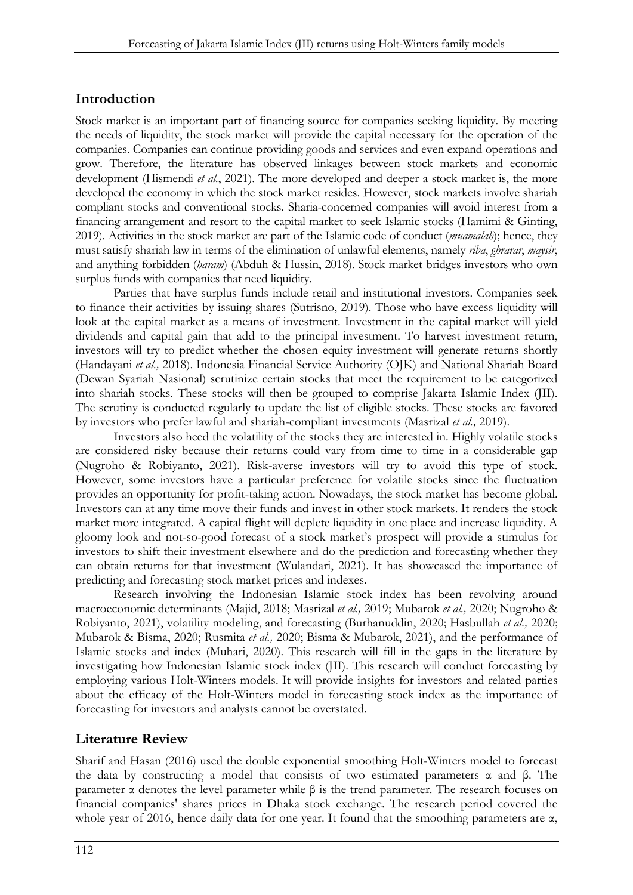## Introduction

Stock market is an important part of financing source for companies seeking liquidity. By meeting the needs of liquidity, the stock market will provide the capital necessary for the operation of the companies. Companies can continue providing goods and services and even expand operations and grow. Therefore, the literature has observed linkages between stock markets and economic development (Hismendi *et al.*, 2021). The more developed and deeper a stock market is, the more developed the economy in which the stock market resides. However, stock markets involve shariah compliant stocks and conventional stocks. Sharia-concerned companies will avoid interest from a financing arrangement and resort to the capital market to seek Islamic stocks (Hamimi & Ginting, 2019). Activities in the stock market are part of the Islamic code of conduct (*muamalah*); hence, they must satisfy shariah law in terms of the elimination of unlawful elements, namely *riba*, *gharar*, *maysir*, and anything forbidden (*haram*) (Abduh & Hussin, 2018). Stock market bridges investors who own surplus funds with companies that need liquidity.

Parties that have surplus funds include retail and institutional investors. Companies seek to finance their activities by issuing shares (Sutrisno, 2019). Those who have excess liquidity will look at the capital market as a means of investment. Investment in the capital market will yield dividends and capital gain that add to the principal investment. To harvest investment return, investors will try to predict whether the chosen equity investment will generate returns shortly (Handayani *et al.,* 2018). Indonesia Financial Service Authority (OJK) and National Shariah Board (Dewan Syariah Nasional) scrutinize certain stocks that meet the requirement to be categorized into shariah stocks. These stocks will then be grouped to comprise Jakarta Islamic Index (JII). The scrutiny is conducted regularly to update the list of eligible stocks. These stocks are favored by investors who prefer lawful and shariah-compliant investments (Masrizal *et al.,* 2019).

Investors also heed the volatility of the stocks they are interested in. Highly volatile stocks are considered risky because their returns could vary from time to time in a considerable gap (Nugroho & Robiyanto, 2021). Risk-averse investors will try to avoid this type of stock. However, some investors have a particular preference for volatile stocks since the fluctuation provides an opportunity for profit-taking action. Nowadays, the stock market has become global. Investors can at any time move their funds and invest in other stock markets. It renders the stock market more integrated. A capital flight will deplete liquidity in one place and increase liquidity. A gloomy look and not-so-good forecast of a stock market's prospect will provide a stimulus for investors to shift their investment elsewhere and do the prediction and forecasting whether they can obtain returns for that investment (Wulandari, 2021). It has showcased the importance of predicting and forecasting stock market prices and indexes.

Research involving the Indonesian Islamic stock index has been revolving around macroeconomic determinants (Majid, 2018; Masrizal *et al.,* 2019; Mubarok *et al.,* 2020; Nugroho & Robiyanto, 2021), volatility modeling, and forecasting (Burhanuddin, 2020; Hasbullah *et al.,* 2020; Mubarok & Bisma, 2020; Rusmita *et al.,* 2020; Bisma & Mubarok, 2021), and the performance of Islamic stocks and index (Muhari, 2020). This research will fill in the gaps in the literature by investigating how Indonesian Islamic stock index (JII). This research will conduct forecasting by employing various Holt-Winters models. It will provide insights for investors and related parties about the efficacy of the Holt-Winters model in forecasting stock index as the importance of forecasting for investors and analysts cannot be overstated.

## Literature Review

Sharif and Hasan (2016) used the double exponential smoothing Holt-Winters model to forecast the data by constructing a model that consists of two estimated parameters $\alpha$ and $\beta$. The parameter $\alpha$ denotes the level parameter while $\beta$ is the trend parameter. The research focuses on financial companies' shares prices in Dhaka stock exchange. The research period covered the whole year of 2016, hence daily data for one year. It found that the smoothing parameters are $\alpha$,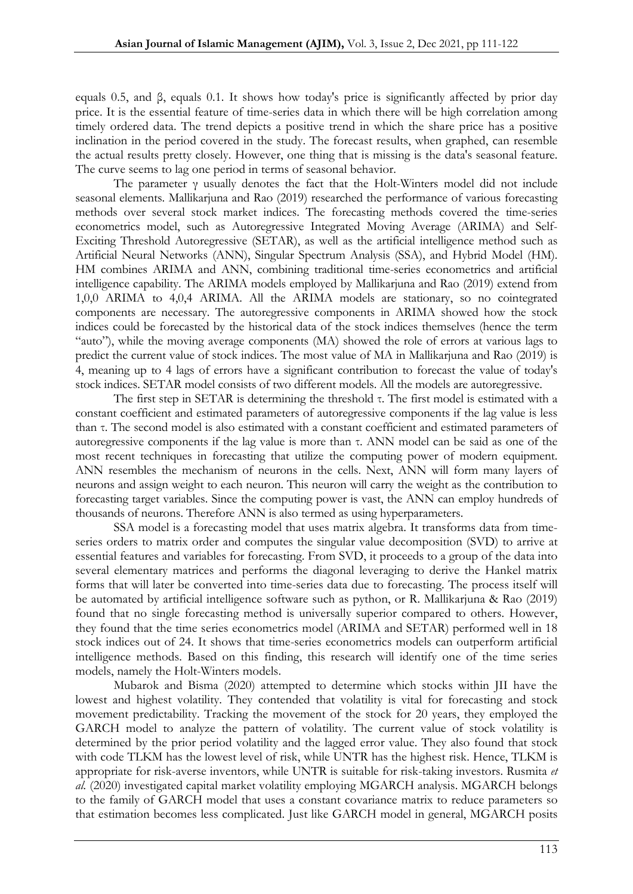equals 0.5, and β, equals 0.1. It shows how today's price is significantly affected by prior day price. It is the essential feature of time-series data in which there will be high correlation among timely ordered data. The trend depicts a positive trend in which the share price has a positive inclination in the period covered in the study. The forecast results, when graphed, can resemble the actual results pretty closely. However, one thing that is missing is the data's seasonal feature. The curve seems to lag one period in terms of seasonal behavior.

The parameter γ usually denotes the fact that the Holt-Winters model did not include seasonal elements. Mallikarjuna and Rao (2019) researched the performance of various forecasting methods over several stock market indices. The forecasting methods covered the time-series econometrics model, such as Autoregressive Integrated Moving Average (ARIMA) and Self-Exciting Threshold Autoregressive (SETAR), as well as the artificial intelligence method such as Artificial Neural Networks (ANN), Singular Spectrum Analysis (SSA), and Hybrid Model (HM). HM combines ARIMA and ANN, combining traditional time-series econometrics and artificial intelligence capability. The ARIMA models employed by Mallikarjuna and Rao (2019) extend from 1,0,0 ARIMA to 4,0,4 ARIMA. All the ARIMA models are stationary, so no cointegrated components are necessary. The autoregressive components in ARIMA showed how the stock indices could be forecasted by the historical data of the stock indices themselves (hence the term "auto"), while the moving average components (MA) showed the role of errors at various lags to predict the current value of stock indices. The most value of MA in Mallikarjuna and Rao (2019) is 4, meaning up to 4 lags of errors have a significant contribution to forecast the value of today's stock indices. SETAR model consists of two different models. All the models are autoregressive.

The first step in SETAR is determining the threshold τ. The first model is estimated with a constant coefficient and estimated parameters of autoregressive components if the lag value is less than τ. The second model is also estimated with a constant coefficient and estimated parameters of autoregressive components if the lag value is more than τ. ANN model can be said as one of the most recent techniques in forecasting that utilize the computing power of modern equipment. ANN resembles the mechanism of neurons in the cells. Next, ANN will form many layers of neurons and assign weight to each neuron. This neuron will carry the weight as the contribution to forecasting target variables. Since the computing power is vast, the ANN can employ hundreds of thousands of neurons. Therefore ANN is also termed as using hyperparameters.

SSA model is a forecasting model that uses matrix algebra. It transforms data from time-series orders to matrix order and computes the singular value decomposition (SVD) to arrive at essential features and variables for forecasting. From SVD, it proceeds to a group of the data into several elementary matrices and performs the diagonal leveraging to derive the Hankel matrix forms that will later be converted into time-series data due to forecasting. The process itself will be automated by artificial intelligence software such as python, or R. Mallikarjuna & Rao (2019) found that no single forecasting method is universally superior compared to others. However, they found that the time series econometrics model (ARIMA and SETAR) performed well in 18 stock indices out of 24. It shows that time-series econometrics models can outperform artificial intelligence methods. Based on this finding, this research will identify one of the time series models, namely the Holt-Winters models.

Mubarok and Bisma (2020) attempted to determine which stocks within JII have the lowest and highest volatility. They contended that volatility is vital for forecasting and stock movement predictability. Tracking the movement of the stock for 20 years, they employed the GARCH model to analyze the pattern of volatility. The current value of stock volatility is determined by the prior period volatility and the lagged error value. They also found that stock with code TLKM has the lowest level of risk, while UNTR has the highest risk. Hence, TLKM is appropriate for risk-averse inventors, while UNTR is suitable for risk-taking investors. Rusmita *et al.* (2020) investigated capital market volatility employing MGARCH analysis. MGARCH belongs to the family of GARCH model that uses a constant covariance matrix to reduce parameters so that estimation becomes less complicated. Just like GARCH model in general, MGARCH posits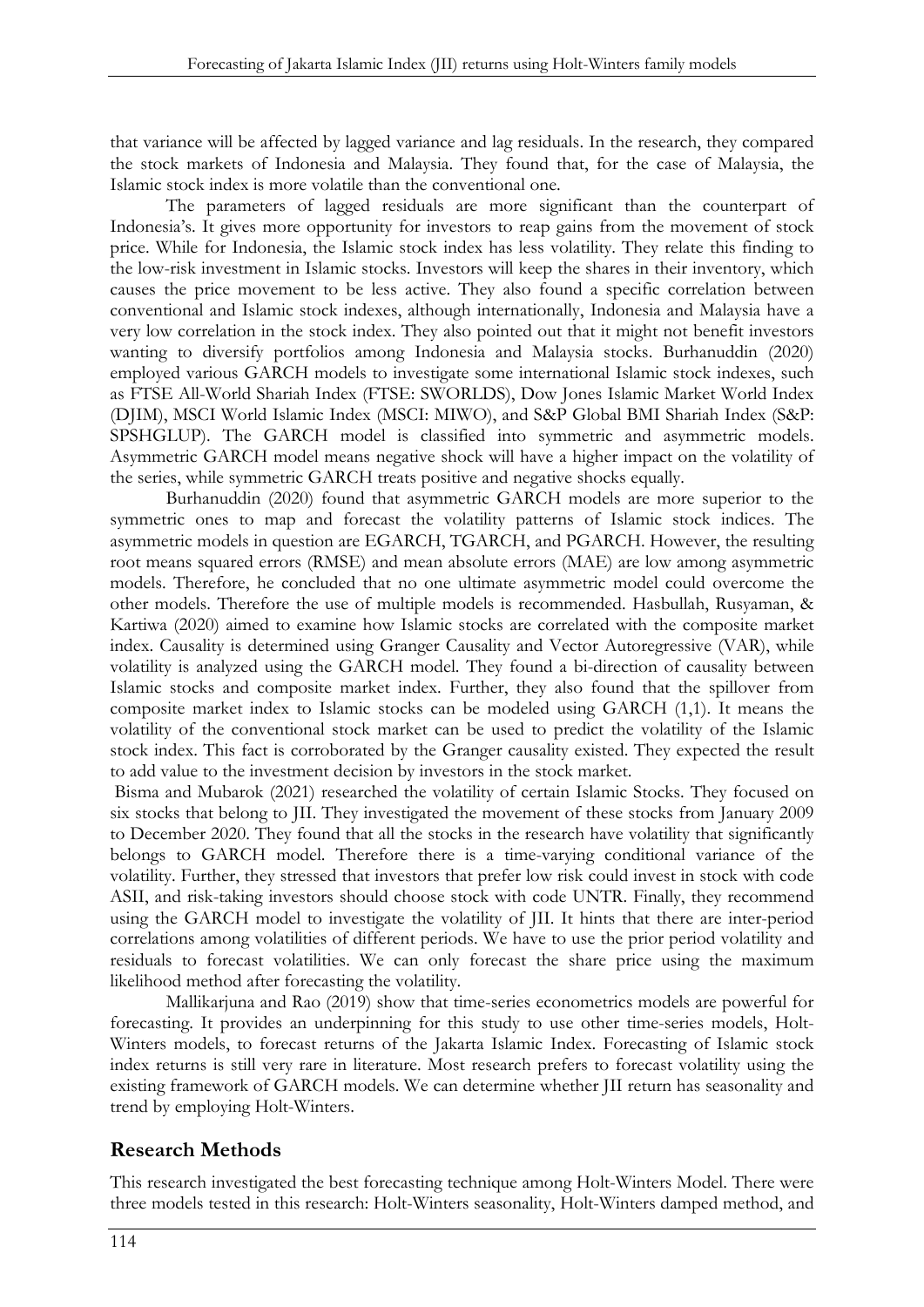that variance will be affected by lagged variance and lag residuals. In the research, they compared the stock markets of Indonesia and Malaysia. They found that, for the case of Malaysia, the Islamic stock index is more volatile than the conventional one.

The parameters of lagged residuals are more significant than the counterpart of Indonesia's. It gives more opportunity for investors to reap gains from the movement of stock price. While for Indonesia, the Islamic stock index has less volatility. They relate this finding to the low-risk investment in Islamic stocks. Investors will keep the shares in their inventory, which causes the price movement to be less active. They also found a specific correlation between conventional and Islamic stock indexes, although internationally, Indonesia and Malaysia have a very low correlation in the stock index. They also pointed out that it might not benefit investors wanting to diversify portfolios among Indonesia and Malaysia stocks. Burhanuddin (2020) employed various GARCH models to investigate some international Islamic stock indexes, such as FTSE All-World Shariah Index (FTSE: SWORLDS), Dow Jones Islamic Market World Index (DJIM), MSCI World Islamic Index (MSCI: MIWO), and S&P Global BMI Shariah Index (S&P: SPSHGLUP). The GARCH model is classified into symmetric and asymmetric models. Asymmetric GARCH model means negative shock will have a higher impact on the volatility of the series, while symmetric GARCH treats positive and negative shocks equally.

Burhanuddin (2020) found that asymmetric GARCH models are more superior to the symmetric ones to map and forecast the volatility patterns of Islamic stock indices. The asymmetric models in question are EGARCH, TGARCH, and PGARCH. However, the resulting root means squared errors (RMSE) and mean absolute errors (MAE) are low among asymmetric models. Therefore, he concluded that no one ultimate asymmetric model could overcome the other models. Therefore the use of multiple models is recommended. Hasbullah, Rusyaman, & Kartiwa (2020) aimed to examine how Islamic stocks are correlated with the composite market index. Causality is determined using Granger Causality and Vector Autoregressive (VAR), while volatility is analyzed using the GARCH model. They found a bi-direction of causality between Islamic stocks and composite market index. Further, they also found that the spillover from composite market index to Islamic stocks can be modeled using GARCH (1,1). It means the volatility of the conventional stock market can be used to predict the volatility of the Islamic stock index. This fact is corroborated by the Granger causality existed. They expected the result to add value to the investment decision by investors in the stock market.

Bisma and Mubarok (2021) researched the volatility of certain Islamic Stocks. They focused on six stocks that belong to JII. They investigated the movement of these stocks from January 2009 to December 2020. They found that all the stocks in the research have volatility that significantly belongs to GARCH model. Therefore there is a time-varying conditional variance of the volatility. Further, they stressed that investors that prefer low risk could invest in stock with code ASII, and risk-taking investors should choose stock with code UNTR. Finally, they recommend using the GARCH model to investigate the volatility of JII. It hints that there are inter-period correlations among volatilities of different periods. We have to use the prior period volatility and residuals to forecast volatilities. We can only forecast the share price using the maximum likelihood method after forecasting the volatility.

Mallikarjuna and Rao (2019) show that time-series econometrics models are powerful for forecasting. It provides an underpinning for this study to use other time-series models, Holt-Winters models, to forecast returns of the Jakarta Islamic Index. Forecasting of Islamic stock index returns is still very rare in literature. Most research prefers to forecast volatility using the existing framework of GARCH models. We can determine whether JII return has seasonality and trend by employing Holt-Winters.

## Research Methods

This research investigated the best forecasting technique among Holt-Winters Model. There were three models tested in this research: Holt-Winters seasonality, Holt-Winters damped method, and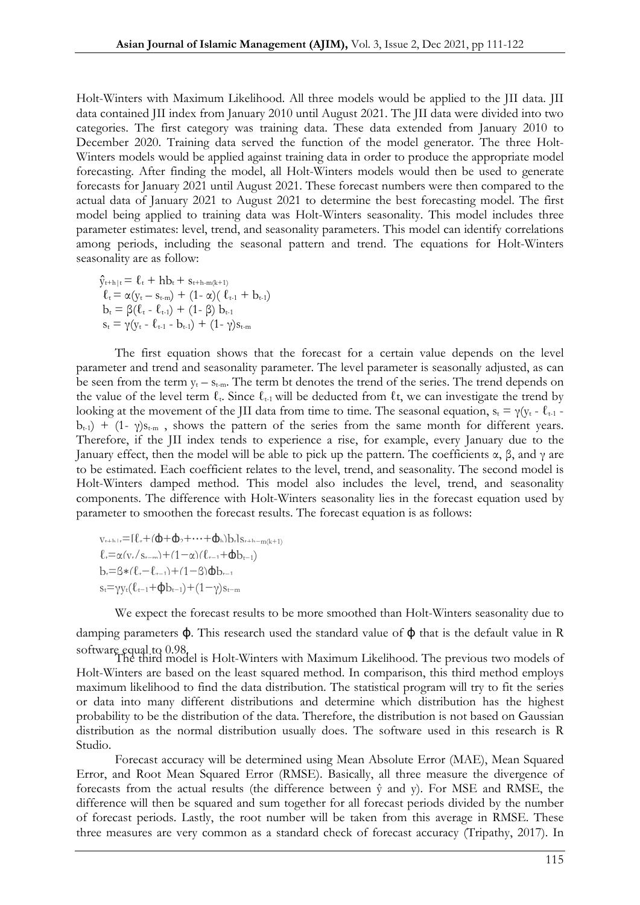Holt-Winters with Maximum Likelihood. All three models would be applied to the JII data. JII data contained JII index from January 2010 until August 2021. The JII data were divided into two categories. The first category was training data. These data extended from January 2010 to December 2020. Training data served the function of the model generator. The three Holt-Winters models would be applied against training data in order to produce the appropriate model forecasting. After finding the model, all Holt-Winters models would then be used to generate forecasts for January 2021 until August 2021. These forecast numbers were then compared to the actual data of January 2021 to August 2021 to determine the best forecasting model. The first model being applied to training data was Holt-Winters seasonality. This model includes three parameter estimates: level, trend, and seasonality parameters. This model can identify correlations among periods, including the seasonal pattern and trend. The equations for Holt-Winters seasonality are as follow:

$$\hat{y}_{t+h|t} = \ell_t + hb_t + s_{t+h-m(k+1)}$$
$$\ell_t = \alpha(y_t - s_{t-m}) + (1-\alpha)(\ell_{t-1} + b_{t-1})$$
$$b_t = \beta(\ell_t - \ell_{t-1}) + (1-\beta)\, b_{t-1}$$
$$s_t = \gamma(y_t - \ell_{t-1} - b_{t-1}) + (1-\gamma)s_{t-m}$$

The first equation shows that the forecast for a certain value depends on the level parameter and trend and seasonality parameter. The level parameter is seasonally adjusted, as can be seen from the term $y_t - s_{t-m}$. The term bt denotes the trend of the series. The trend depends on the value of the level term $\ell_t$. Since $\ell_{t-1}$ will be deducted from $\ell$t, we can investigate the trend by looking at the movement of the JII data from time to time. The seasonal equation, $s_t = \gamma(y_t - \ell_{t-1} - b_{t-1}) + (1-\gamma)s_{t-m}$ , shows the pattern of the series from the same month for different years. Therefore, if the JII index tends to experience a rise, for example, every January due to the January effect, then the model will be able to pick up the pattern. The coefficients α, β, and γ are to be estimated. Each coefficient relates to the level, trend, and seasonality. The second model is Holt-Winters damped method. This model also includes the level, trend, and seasonality components. The difference with Holt-Winters seasonality lies in the forecast equation used by parameter to smoothen the forecast results. The forecast equation is as follows:

$$y_{t+h|t} = [\ell_t + (\phi + \phi_2 + \cdots + \phi_h)b_t]s_{t+h-m(k+1)}$$
$$\ell_t = \alpha(y_t / s_{t-m}) + (1-\alpha)(\ell_{t-1} + \phi b_{t-1})$$
$$b_t = \beta * (\ell_t - \ell_{t-1}) + (1-\beta)\phi b_{t-1}$$
$$s_t = \gamma y_t(\ell_{t-1} + \phi b_{t-1}) + (1-\gamma)s_{t-m}$$

We expect the forecast results to be more smoothed than Holt-Winters seasonality due to damping parameters ϕ. This research used the standard value of ϕ that is the default value in R software equal to 0.98.

The third model is Holt-Winters with Maximum Likelihood. The previous two models of Holt-Winters are based on the least squared method. In comparison, this third method employs maximum likelihood to find the data distribution. The statistical program will try to fit the series or data into many different distributions and determine which distribution has the highest probability to be the distribution of the data. Therefore, the distribution is not based on Gaussian distribution as the normal distribution usually does. The software used in this research is R Studio.

Forecast accuracy will be determined using Mean Absolute Error (MAE), Mean Squared Error, and Root Mean Squared Error (RMSE). Basically, all three measure the divergence of forecasts from the actual results (the difference between ŷ and y). For MSE and RMSE, the difference will then be squared and sum together for all forecast periods divided by the number of forecast periods. Lastly, the root number will be taken from this average in RMSE. These three measures are very common as a standard check of forecast accuracy (Tripathy, 2017). In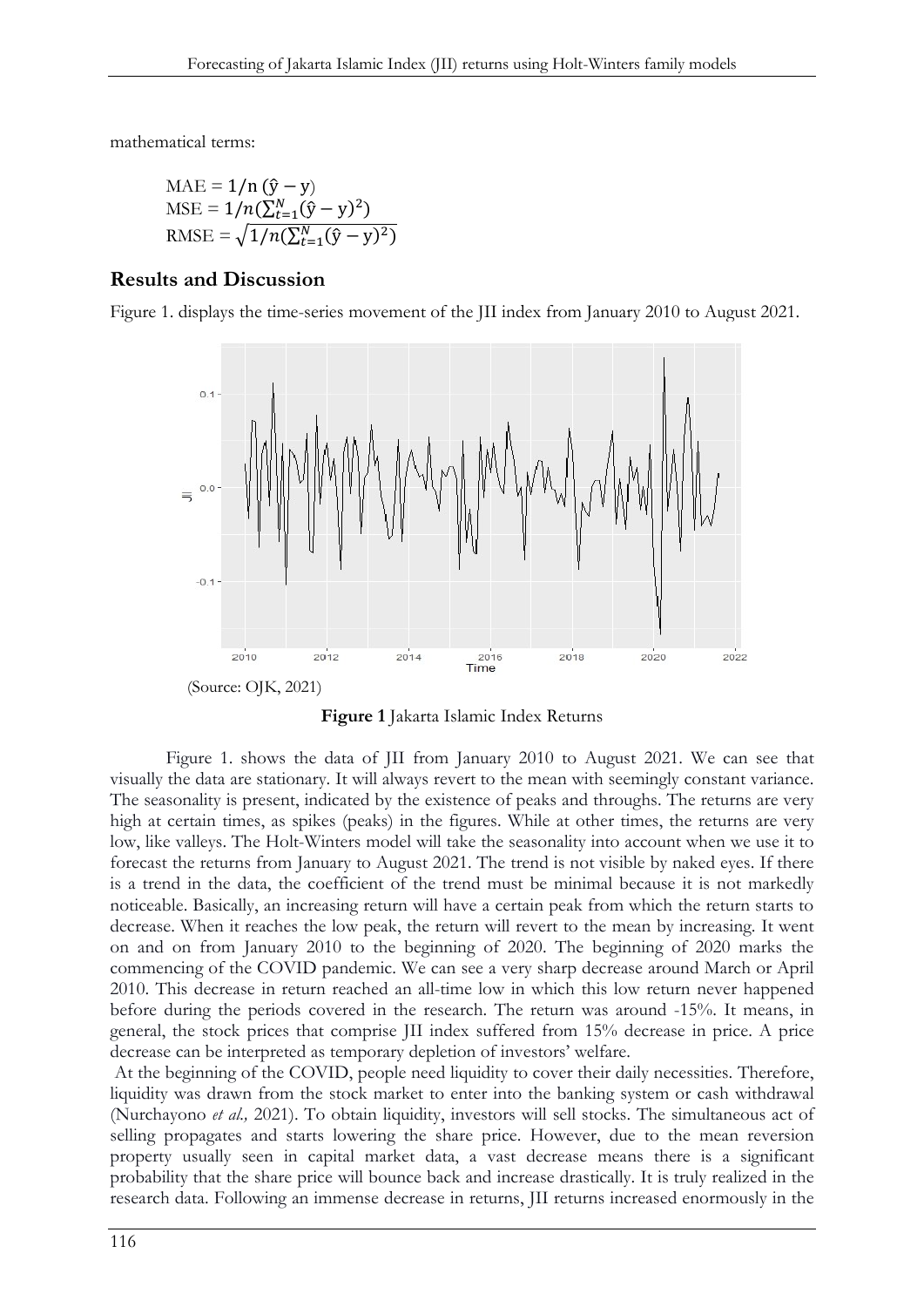mathematical terms:

$$\text{MAE} = 1/\text{n}\,(\hat{\text{y}} - \text{y})$$
$$\text{MSE} = 1/n(\textstyle\sum_{t=1}^{N}(\hat{\text{y}} - \text{y})^2)$$
$$\text{RMSE} = \sqrt{1/n(\textstyle\sum_{t=1}^{N}(\hat{\text{y}} - \text{y})^2)}$$

## Results and Discussion

Figure 1. displays the time-series movement of the JII index from January 2010 to August 2021.

(Source: OJK, 2021)

**Figure 1** Jakarta Islamic Index Returns

Figure 1. shows the data of JII from January 2010 to August 2021. We can see that visually the data are stationary. It will always revert to the mean with seemingly constant variance. The seasonality is present, indicated by the existence of peaks and throughs. The returns are very high at certain times, as spikes (peaks) in the figures. While at other times, the returns are very low, like valleys. The Holt-Winters model will take the seasonality into account when we use it to forecast the returns from January to August 2021. The trend is not visible by naked eyes. If there is a trend in the data, the coefficient of the trend must be minimal because it is not markedly noticeable. Basically, an increasing return will have a certain peak from which the return starts to decrease. When it reaches the low peak, the return will revert to the mean by increasing. It went on and on from January 2010 to the beginning of 2020. The beginning of 2020 marks the commencing of the COVID pandemic. We can see a very sharp decrease around March or April 2010. This decrease in return reached an all-time low in which this low return never happened before during the periods covered in the research. The return was around -15%. It means, in general, the stock prices that comprise JII index suffered from 15% decrease in price. A price decrease can be interpreted as temporary depletion of investors' welfare.

At the beginning of the COVID, people need liquidity to cover their daily necessities. Therefore, liquidity was drawn from the stock market to enter into the banking system or cash withdrawal (Nurchayono *et al.,* 2021). To obtain liquidity, investors will sell stocks. The simultaneous act of selling propagates and starts lowering the share price. However, due to the mean reversion property usually seen in capital market data, a vast decrease means there is a significant probability that the share price will bounce back and increase drastically. It is truly realized in the research data. Following an immense decrease in returns, JII returns increased enormously in the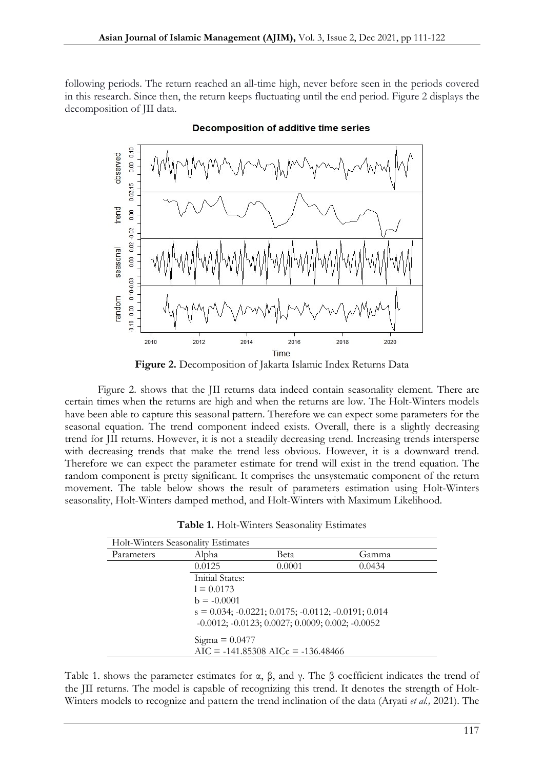following periods. The return reached an all-time high, never before seen in the periods covered in this research. Since then, the return keeps fluctuating until the end period. Figure 2 displays the decomposition of JII data.

**Figure 2.** Decomposition of Jakarta Islamic Index Returns Data

Figure 2. shows that the JII returns data indeed contain seasonality element. There are certain times when the returns are high and when the returns are low. The Holt-Winters models have been able to capture this seasonal pattern. Therefore we can expect some parameters for the seasonal equation. The trend component indeed exists. Overall, there is a slightly decreasing trend for JII returns. However, it is not a steadily decreasing trend. Increasing trends intersperse with decreasing trends that make the trend less obvious. However, it is a downward trend. Therefore we can expect the parameter estimate for trend will exist in the trend equation. The random component is pretty significant. It comprises the unsystematic component of the return movement. The table below shows the result of parameters estimation using Holt-Winters seasonality, Holt-Winters damped method, and Holt-Winters with Maximum Likelihood.

**Table 1.** Holt-Winters Seasonality Estimates

| Holt-Winters Seasonality Estimates | | | |
|---|---|---|---|
| Parameters | Alpha | Beta | Gamma |
| | 0.0125 | 0.0001 | 0.0434 |
| | Initial States:<br>l = 0.0173<br>b = -0.0001<br>s = 0.034; -0.0221; 0.0175; -0.0112; -0.0191; 0.014<br>-0.0012; -0.0123; 0.0027; 0.0009; 0.002; -0.0052 | | |
| | Sigma = 0.0477<br>AIC = -141.85308 AICc = -136.48466 | | |

Table 1. shows the parameter estimates for α, β, and γ. The β coefficient indicates the trend of the JII returns. The model is capable of recognizing this trend. It denotes the strength of Holt-Winters models to recognize and pattern the trend inclination of the data (Aryati *et al.,* 2021). The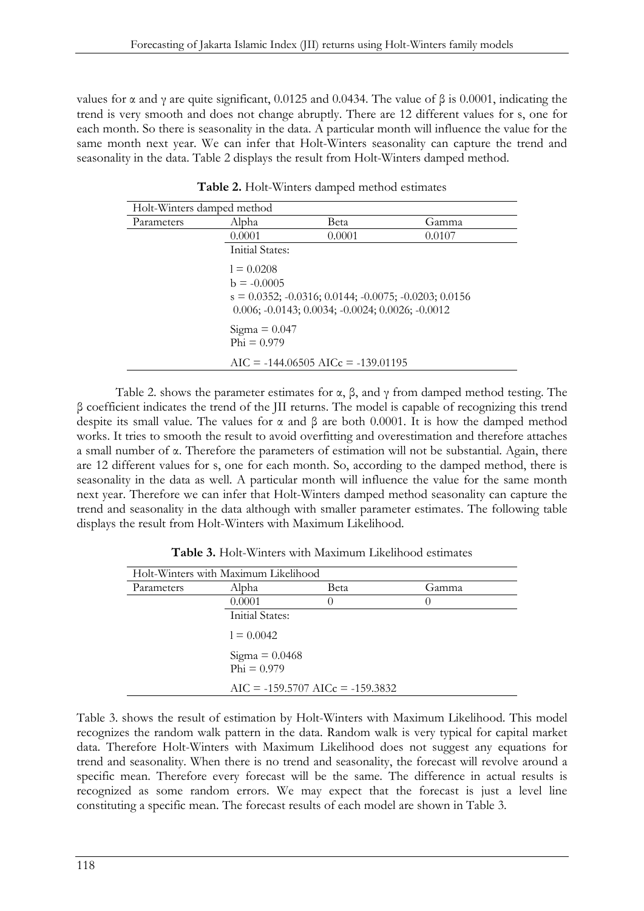values for $\alpha$ and $\gamma$ are quite significant, 0.0125 and 0.0434. The value of $\beta$ is 0.0001, indicating the trend is very smooth and does not change abruptly. There are 12 different values for s, one for each month. So there is seasonality in the data. A particular month will influence the value for the same month next year. We can infer that Holt-Winters seasonality can capture the trend and seasonality in the data. Table 2 displays the result from Holt-Winters damped method.

**Table 2.** Holt-Winters damped method estimates

| Holt-Winters damped method | | | |
|---|---|---|---|
| Parameters | Alpha | Beta | Gamma |
| | 0.0001 | 0.0001 | 0.0107 |
| | Initial States: | | |
| | l = 0.0208<br>b = -0.0005<br>s = 0.0352; -0.0316; 0.0144; -0.0075; -0.0203; 0.0156<br>0.006; -0.0143; 0.0034; -0.0024; 0.0026; -0.0012 | | |
| | Sigma = 0.047<br>Phi = 0.979 | | |
| | AIC = -144.06505 AICc = -139.01195 | | |

Table 2. shows the parameter estimates for $\alpha$, $\beta$, and $\gamma$ from damped method testing. The $\beta$ coefficient indicates the trend of the JII returns. The model is capable of recognizing this trend despite its small value. The values for $\alpha$ and $\beta$ are both 0.0001. It is how the damped method works. It tries to smooth the result to avoid overfitting and overestimation and therefore attaches a small number of $\alpha$. Therefore the parameters of estimation will not be substantial. Again, there are 12 different values for s, one for each month. So, according to the damped method, there is seasonality in the data as well. A particular month will influence the value for the same month next year. Therefore we can infer that Holt-Winters damped method seasonality can capture the trend and seasonality in the data although with smaller parameter estimates. The following table displays the result from Holt-Winters with Maximum Likelihood.

**Table 3.** Holt-Winters with Maximum Likelihood estimates

| Holt-Winters with Maximum Likelihood | | | |
|---|---|---|---|
| Parameters | Alpha | Beta | Gamma |
| | 0.0001 | 0 | 0 |
| | Initial States: | | |
| | l = 0.0042 | | |
| | Sigma = 0.0468<br>Phi = 0.979 | | |
| | AIC = -159.5707 AICc = -159.3832 | | |

Table 3. shows the result of estimation by Holt-Winters with Maximum Likelihood. This model recognizes the random walk pattern in the data. Random walk is very typical for capital market data. Therefore Holt-Winters with Maximum Likelihood does not suggest any equations for trend and seasonality. When there is no trend and seasonality, the forecast will revolve around a specific mean. Therefore every forecast will be the same. The difference in actual results is recognized as some random errors. We may expect that the forecast is just a level line constituting a specific mean. The forecast results of each model are shown in Table 3.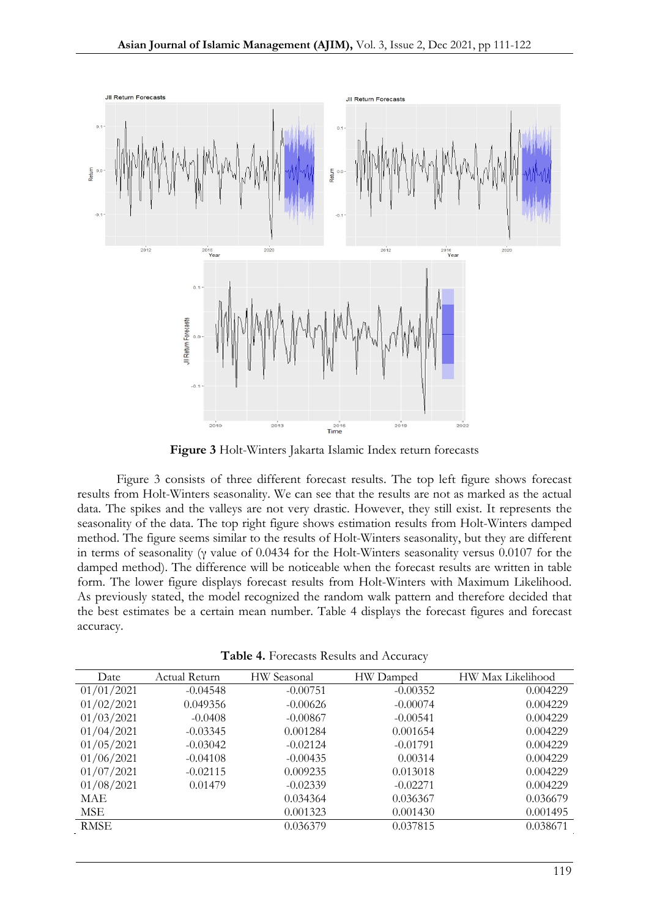**Figure 3** Holt-Winters Jakarta Islamic Index return forecasts

Figure 3 consists of three different forecast results. The top left figure shows forecast results from Holt-Winters seasonality. We can see that the results are not as marked as the actual data. The spikes and the valleys are not very drastic. However, they still exist. It represents the seasonality of the data. The top right figure shows estimation results from Holt-Winters damped method. The figure seems similar to the results of Holt-Winters seasonality, but they are different in terms of seasonality (γ value of 0.0434 for the Holt-Winters seasonality versus 0.0107 for the damped method). The difference will be noticeable when the forecast results are written in table form. The lower figure displays forecast results from Holt-Winters with Maximum Likelihood. As previously stated, the model recognized the random walk pattern and therefore decided that the best estimates be a certain mean number. Table 4 displays the forecast figures and forecast accuracy.

**Table 4.** Forecasts Results and Accuracy

| Date | Actual Return | HW Seasonal | HW Damped | HW Max Likelihood |
|---|---|---|---|---|
| 01/01/2021 | -0.04548 | -0.00751 | -0.00352 | 0.004229 |
| 01/02/2021 | 0.049356 | -0.00626 | -0.00074 | 0.004229 |
| 01/03/2021 | -0.0408 | -0.00867 | -0.00541 | 0.004229 |
| 01/04/2021 | -0.03345 | 0.001284 | 0.001654 | 0.004229 |
| 01/05/2021 | -0.03042 | -0.02124 | -0.01791 | 0.004229 |
| 01/06/2021 | -0.04108 | -0.00435 | 0.00314 | 0.004229 |
| 01/07/2021 | -0.02115 | 0.009235 | 0.013018 | 0.004229 |
| 01/08/2021 | 0.01479 | -0.02339 | -0.02271 | 0.004229 |
| MAE | | 0.034364 | 0.036367 | 0.036679 |
| MSE | | 0.001323 | 0.001430 | 0.001495 |
| RMSE | | 0.036379 | 0.037815 | 0.038671 |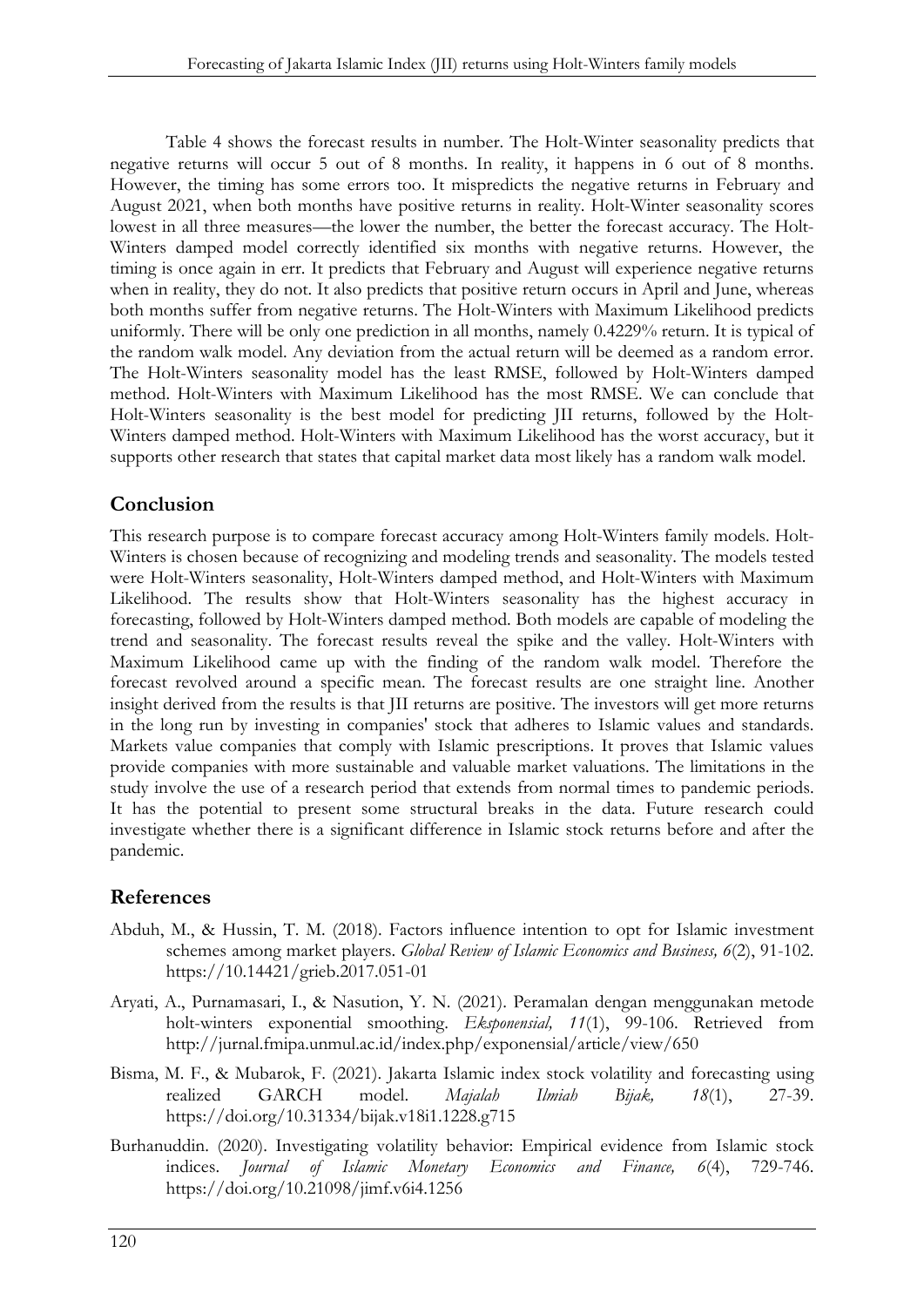Table 4 shows the forecast results in number. The Holt-Winter seasonality predicts that negative returns will occur 5 out of 8 months. In reality, it happens in 6 out of 8 months. However, the timing has some errors too. It mispredicts the negative returns in February and August 2021, when both months have positive returns in reality. Holt-Winter seasonality scores lowest in all three measures—the lower the number, the better the forecast accuracy. The Holt-Winters damped model correctly identified six months with negative returns. However, the timing is once again in err. It predicts that February and August will experience negative returns when in reality, they do not. It also predicts that positive return occurs in April and June, whereas both months suffer from negative returns. The Holt-Winters with Maximum Likelihood predicts uniformly. There will be only one prediction in all months, namely 0.4229% return. It is typical of the random walk model. Any deviation from the actual return will be deemed as a random error. The Holt-Winters seasonality model has the least RMSE, followed by Holt-Winters damped method. Holt-Winters with Maximum Likelihood has the most RMSE. We can conclude that Holt-Winters seasonality is the best model for predicting JII returns, followed by the Holt-Winters damped method. Holt-Winters with Maximum Likelihood has the worst accuracy, but it supports other research that states that capital market data most likely has a random walk model.

## Conclusion

This research purpose is to compare forecast accuracy among Holt-Winters family models. Holt-Winters is chosen because of recognizing and modeling trends and seasonality. The models tested were Holt-Winters seasonality, Holt-Winters damped method, and Holt-Winters with Maximum Likelihood. The results show that Holt-Winters seasonality has the highest accuracy in forecasting, followed by Holt-Winters damped method. Both models are capable of modeling the trend and seasonality. The forecast results reveal the spike and the valley. Holt-Winters with Maximum Likelihood came up with the finding of the random walk model. Therefore the forecast revolved around a specific mean. The forecast results are one straight line. Another insight derived from the results is that JII returns are positive. The investors will get more returns in the long run by investing in companies' stock that adheres to Islamic values and standards. Markets value companies that comply with Islamic prescriptions. It proves that Islamic values provide companies with more sustainable and valuable market valuations. The limitations in the study involve the use of a research period that extends from normal times to pandemic periods. It has the potential to present some structural breaks in the data. Future research could investigate whether there is a significant difference in Islamic stock returns before and after the pandemic.

## References

Abduh, M., & Hussin, T. M. (2018). Factors influence intention to opt for Islamic investment schemes among market players. *Global Review of Islamic Economics and Business, 6*(2), 91-102. https://10.14421/grieb.2017.051-01

Aryati, A., Purnamasari, I., & Nasution, Y. N. (2021). Peramalan dengan menggunakan metode holt-winters exponential smoothing. *Eksponensial, 11*(1), 99-106. Retrieved from http://jurnal.fmipa.unmul.ac.id/index.php/exponensial/article/view/650

Bisma, M. F., & Mubarok, F. (2021). Jakarta Islamic index stock volatility and forecasting using realized GARCH model. *Majalah Ilmiah Bijak, 18*(1), 27-39. https://doi.org/10.31334/bijak.v18i1.1228.g715

Burhanuddin. (2020). Investigating volatility behavior: Empirical evidence from Islamic stock indices. *Journal of Islamic Monetary Economics and Finance, 6*(4), 729-746. https://doi.org/10.21098/jimf.v6i4.1256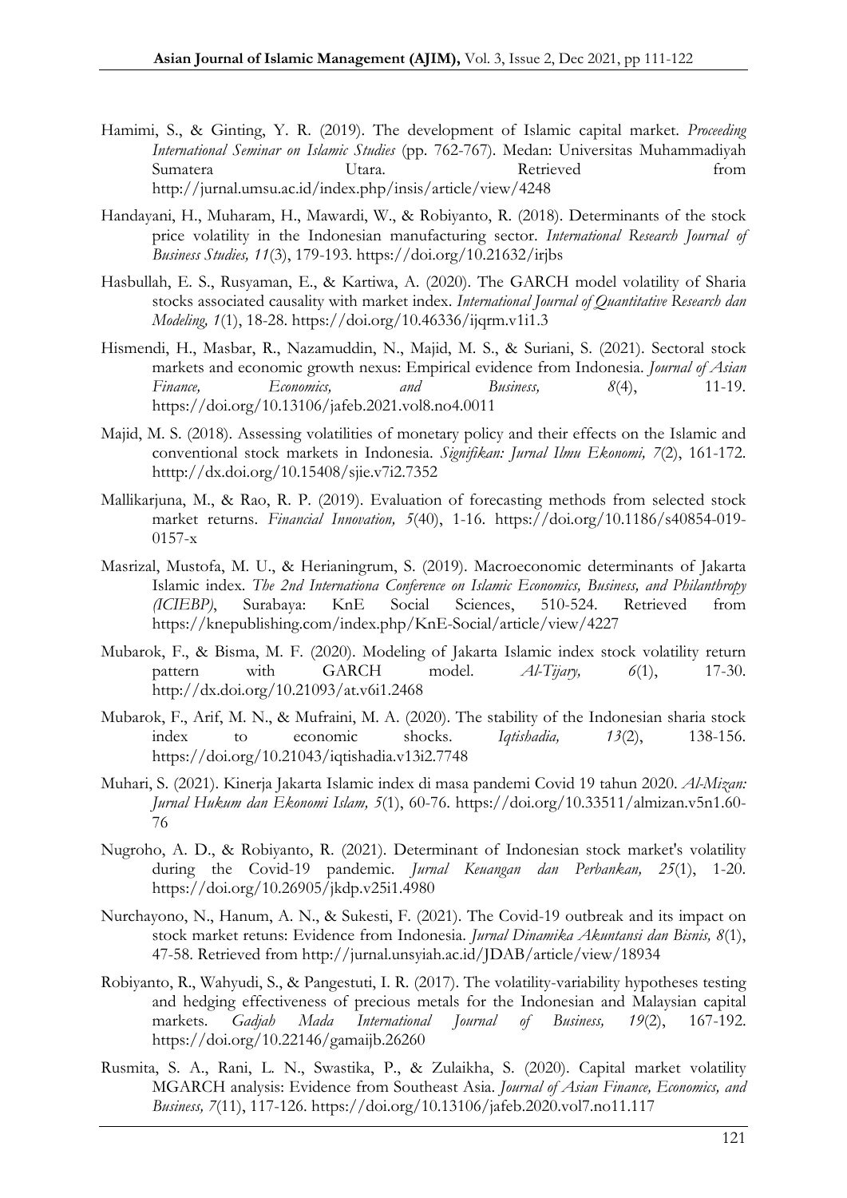Hamimi, S., & Ginting, Y. R. (2019). The development of Islamic capital market. *Proceeding International Seminar on Islamic Studies* (pp. 762-767). Medan: Universitas Muhammadiyah Sumatera Utara. Retrieved from http://jurnal.umsu.ac.id/index.php/insis/article/view/4248

Handayani, H., Muharam, H., Mawardi, W., & Robiyanto, R. (2018). Determinants of the stock price volatility in the Indonesian manufacturing sector. *International Research Journal of Business Studies, 11*(3), 179-193. https://doi.org/10.21632/irjbs

Hasbullah, E. S., Rusyaman, E., & Kartiwa, A. (2020). The GARCH model volatility of Sharia stocks associated causality with market index. *International Journal of Quantitative Research dan Modeling, 1*(1), 18-28. https://doi.org/10.46336/ijqrm.v1i1.3

Hismendi, H., Masbar, R., Nazamuddin, N., Majid, M. S., & Suriani, S. (2021). Sectoral stock markets and economic growth nexus: Empirical evidence from Indonesia. *Journal of Asian Finance, Economics, and Business, 8*(4), 11-19. https://doi.org/10.13106/jafeb.2021.vol8.no4.0011

Majid, M. S. (2018). Assessing volatilities of monetary policy and their effects on the Islamic and conventional stock markets in Indonesia. *Signifikan: Jurnal Ilmu Ekonomi, 7*(2), 161-172. htttp://dx.doi.org/10.15408/sjie.v7i2.7352

Mallikarjuna, M., & Rao, R. P. (2019). Evaluation of forecasting methods from selected stock market returns. *Financial Innovation, 5*(40), 1-16. https://doi.org/10.1186/s40854-019-0157-x

Masrizal, Mustofa, M. U., & Herianingrum, S. (2019). Macroeconomic determinants of Jakarta Islamic index. *The 2nd Internationa Conference on Islamic Economics, Business, and Philanthropy (ICIEBP)*, Surabaya: KnE Social Sciences, 510-524. Retrieved from https://knepublishing.com/index.php/KnE-Social/article/view/4227

Mubarok, F., & Bisma, M. F. (2020). Modeling of Jakarta Islamic index stock volatility return pattern with GARCH model. *Al-Tijary, 6*(1), 17-30. http://dx.doi.org/10.21093/at.v6i1.2468

Mubarok, F., Arif, M. N., & Mufraini, M. A. (2020). The stability of the Indonesian sharia stock index to economic shocks. *Iqtishadia, 13*(2), 138-156. https://doi.org/10.21043/iqtishadia.v13i2.7748

Muhari, S. (2021). Kinerja Jakarta Islamic index di masa pandemi Covid 19 tahun 2020. *Al-Mizan: Jurnal Hukum dan Ekonomi Islam, 5*(1), 60-76. https://doi.org/10.33511/almizan.v5n1.60-76

Nugroho, A. D., & Robiyanto, R. (2021). Determinant of Indonesian stock market's volatility during the Covid-19 pandemic. *Jurnal Keuangan dan Perbankan, 25*(1), 1-20. https://doi.org/10.26905/jkdp.v25i1.4980

Nurchayono, N., Hanum, A. N., & Sukesti, F. (2021). The Covid-19 outbreak and its impact on stock market retuns: Evidence from Indonesia. *Jurnal Dinamika Akuntansi dan Bisnis, 8*(1), 47-58. Retrieved from http://jurnal.unsyiah.ac.id/JDAB/article/view/18934

Robiyanto, R., Wahyudi, S., & Pangestuti, I. R. (2017). The volatility-variability hypotheses testing and hedging effectiveness of precious metals for the Indonesian and Malaysian capital markets. *Gadjah Mada International Journal of Business, 19*(2), 167-192. https://doi.org/10.22146/gamaijb.26260

Rusmita, S. A., Rani, L. N., Swastika, P., & Zulaikha, S. (2020). Capital market volatility MGARCH analysis: Evidence from Southeast Asia. *Journal of Asian Finance, Economics, and Business, 7*(11), 117-126. https://doi.org/10.13106/jafeb.2020.vol7.no11.117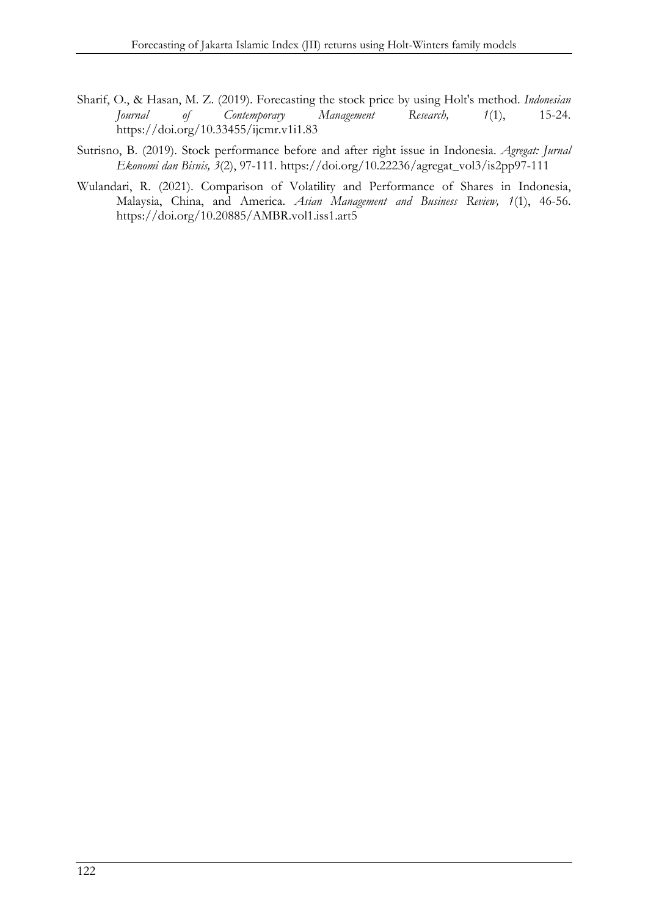Sharif, O., & Hasan, M. Z. (2019). Forecasting the stock price by using Holt's method. *Indonesian Journal of Contemporary Management Research, 1*(1), 15-24. https://doi.org/10.33455/ijcmr.v1i1.83

Sutrisno, B. (2019). Stock performance before and after right issue in Indonesia. *Agregat: Jurnal Ekonomi dan Bisnis, 3*(2), 97-111. https://doi.org/10.22236/agregat_vol3/is2pp97-111

Wulandari, R. (2021). Comparison of Volatility and Performance of Shares in Indonesia, Malaysia, China, and America. *Asian Management and Business Review, 1*(1), 46-56. https://doi.org/10.20885/AMBR.vol1.iss1.art5